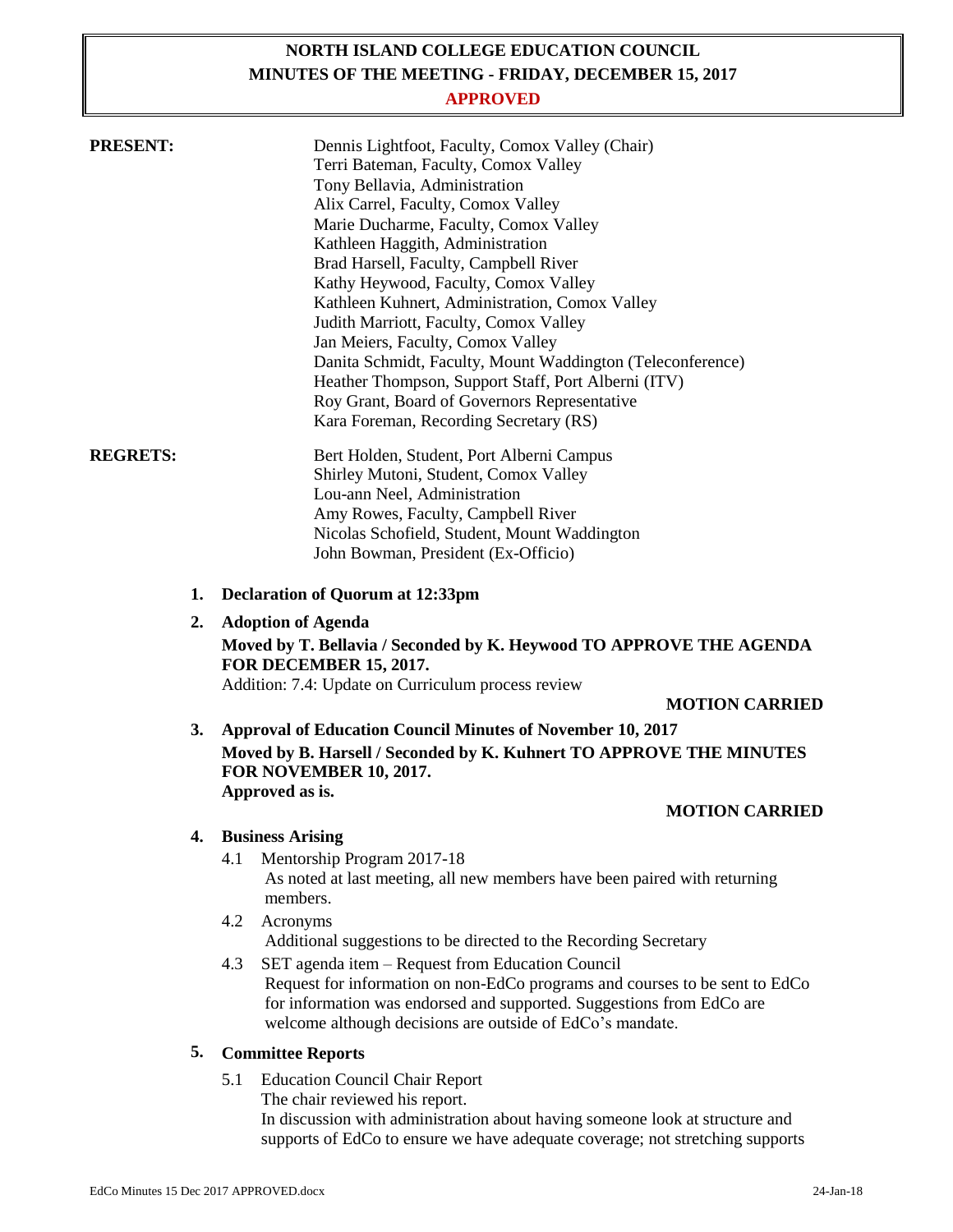# NORTH ISLAND COLLEGE EDUCATION COUNCIL
## MINUTES OF THE MEETING - FRIDAY, DECEMBER 15, 2017
**APPROVED**

**PRESENT:**

Dennis Lightfoot, Faculty, Comox Valley (Chair)
Terri Bateman, Faculty, Comox Valley
Tony Bellavia, Administration
Alix Carrel, Faculty, Comox Valley
Marie Ducharme, Faculty, Comox Valley
Kathleen Haggith, Administration
Brad Harsell, Faculty, Campbell River
Kathy Heywood, Faculty, Comox Valley
Kathleen Kuhnert, Administration, Comox Valley
Judith Marriott, Faculty, Comox Valley
Jan Meiers, Faculty, Comox Valley
Danita Schmidt, Faculty, Mount Waddington (Teleconference)
Heather Thompson, Support Staff, Port Alberni (ITV)
Roy Grant, Board of Governors Representative
Kara Foreman, Recording Secretary (RS)

**REGRETS:**

Bert Holden, Student, Port Alberni Campus
Shirley Mutoni, Student, Comox Valley
Lou-ann Neel, Administration
Amy Rowes, Faculty, Campbell River
Nicolas Schofield, Student, Mount Waddington
John Bowman, President (Ex-Officio)

1. **Declaration of Quorum at 12:33pm**

2. **Adoption of Agenda**

   **Moved by T. Bellavia / Seconded by K. Heywood TO APPROVE THE AGENDA FOR DECEMBER 15, 2017.**

   Addition: 7.4: Update on Curriculum process review

   **MOTION CARRIED**

3. **Approval of Education Council Minutes of November 10, 2017**

   **Moved by B. Harsell / Seconded by K. Kuhnert TO APPROVE THE MINUTES FOR NOVEMBER 10, 2017.**
   **Approved as is.**

   **MOTION CARRIED**

4. **Business Arising**

   4.1 Mentorship Program 2017-18
   As noted at last meeting, all new members have been paired with returning members.

   4.2 Acronyms
   Additional suggestions to be directed to the Recording Secretary

   4.3 SET agenda item – Request from Education Council
   Request for information on non-EdCo programs and courses to be sent to EdCo for information was endorsed and supported. Suggestions from EdCo are welcome although decisions are outside of EdCo's mandate.

5. **Committee Reports**

   5.1 Education Council Chair Report
   The chair reviewed his report.
   In discussion with administration about having someone look at structure and supports of EdCo to ensure we have adequate coverage; not stretching supports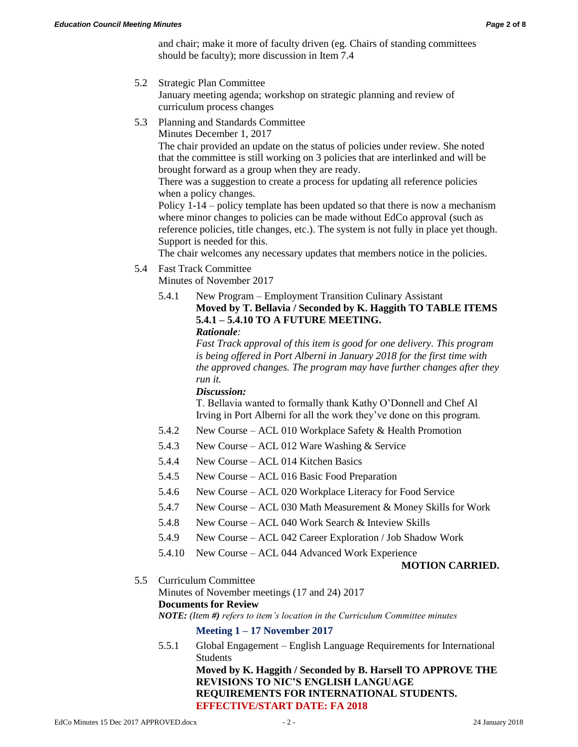and chair; make it more of faculty driven (eg. Chairs of standing committees should be faculty); more discussion in Item 7.4

5.2 Strategic Plan Committee
January meeting agenda; workshop on strategic planning and review of curriculum process changes

5.3 Planning and Standards Committee
Minutes December 1, 2017
The chair provided an update on the status of policies under review. She noted that the committee is still working on 3 policies that are interlinked and will be brought forward as a group when they are ready.
There was a suggestion to create a process for updating all reference policies when a policy changes.
Policy 1-14 – policy template has been updated so that there is now a mechanism where minor changes to policies can be made without EdCo approval (such as reference policies, title changes, etc.). The system is not fully in place yet though. Support is needed for this.
The chair welcomes any necessary updates that members notice in the policies.

5.4 Fast Track Committee
Minutes of November 2017

5.4.1 New Program – Employment Transition Culinary Assistant
**Moved by T. Bellavia / Seconded by K. Haggith TO TABLE ITEMS 5.4.1 – 5.4.10 TO A FUTURE MEETING.**
***Rationale**:*
*Fast Track approval of this item is good for one delivery. This program is being offered in Port Alberni in January 2018 for the first time with the approved changes. The program may have further changes after they run it.*
***Discussion:***
T. Bellavia wanted to formally thank Kathy O'Donnell and Chef Al Irving in Port Alberni for all the work they've done on this program.

5.4.2 New Course – ACL 010 Workplace Safety & Health Promotion

5.4.3 New Course – ACL 012 Ware Washing & Service

5.4.4 New Course – ACL 014 Kitchen Basics

5.4.5 New Course – ACL 016 Basic Food Preparation

5.4.6 New Course – ACL 020 Workplace Literacy for Food Service

5.4.7 New Course – ACL 030 Math Measurement & Money Skills for Work

5.4.8 New Course – ACL 040 Work Search & Inteview Skills

5.4.9 New Course – ACL 042 Career Exploration / Job Shadow Work

5.4.10 New Course – ACL 044 Advanced Work Experience

**MOTION CARRIED.**

5.5 Curriculum Committee
Minutes of November meetings (17 and 24) 2017
**Documents for Review**
***NOTE:** (Item **#**) refers to item's location in the Curriculum Committee minutes*

**Meeting 1 – 17 November 2017**

5.5.1 Global Engagement – English Language Requirements for International Students
**Moved by K. Haggith / Seconded by B. Harsell TO APPROVE THE REVISIONS TO NIC'S ENGLISH LANGUAGE REQUIREMENTS FOR INTERNATIONAL STUDENTS.**
**EFFECTIVE/START DATE: FA 2018**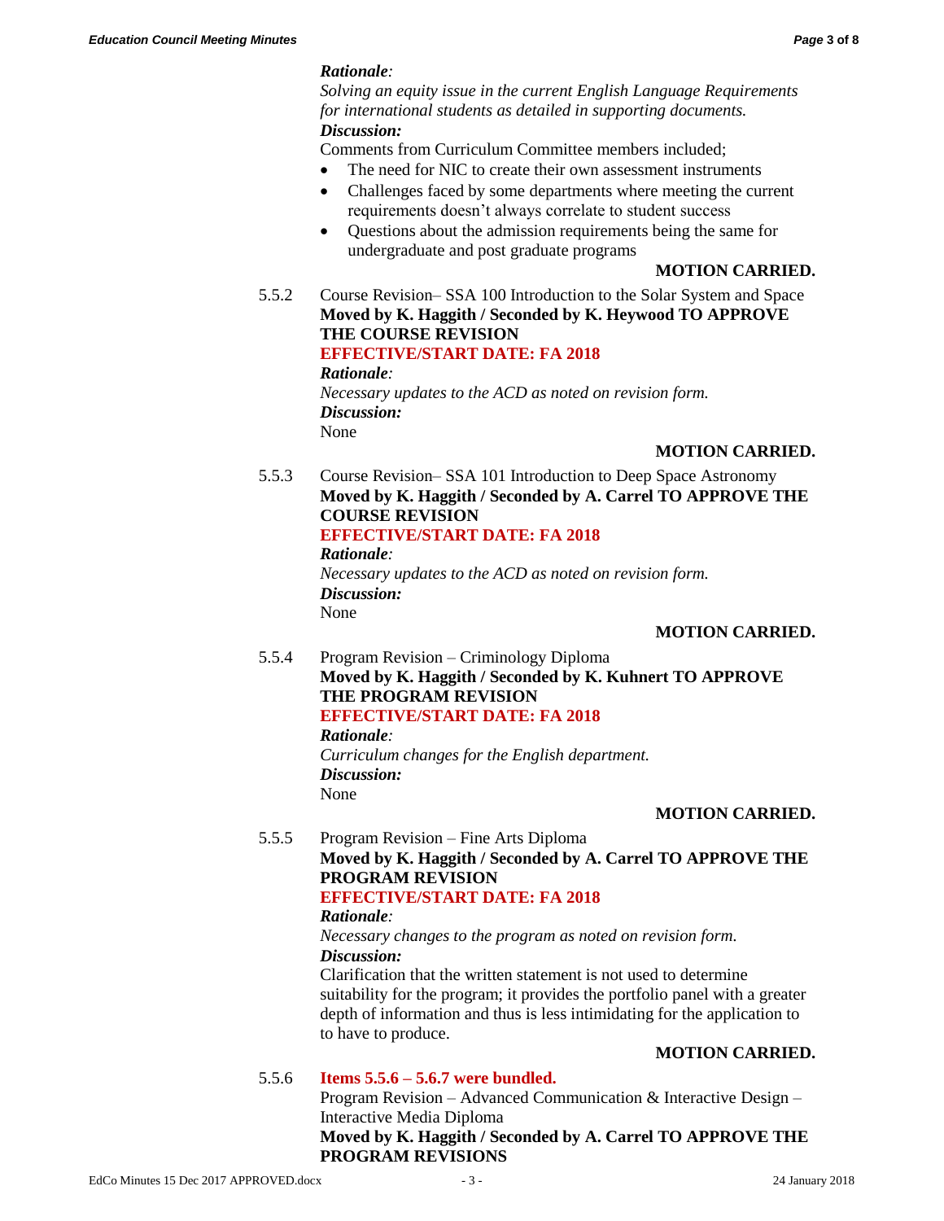*Rationale*:
*Solving an equity issue in the current English Language Requirements for international students as detailed in supporting documents.*
***Discussion:***
Comments from Curriculum Committee members included;

- The need for NIC to create their own assessment instruments
- Challenges faced by some departments where meeting the current requirements doesn't always correlate to student success
- Questions about the admission requirements being the same for undergraduate and post graduate programs

**MOTION CARRIED.**

5.5.2 Course Revision– SSA 100 Introduction to the Solar System and Space
**Moved by K. Haggith / Seconded by K. Heywood TO APPROVE THE COURSE REVISION**
**EFFECTIVE/START DATE: FA 2018**
***Rationale***:
*Necessary updates to the ACD as noted on revision form.*
***Discussion:***
None

**MOTION CARRIED.**

5.5.3 Course Revision– SSA 101 Introduction to Deep Space Astronomy
**Moved by K. Haggith / Seconded by A. Carrel TO APPROVE THE COURSE REVISION**
**EFFECTIVE/START DATE: FA 2018**
***Rationale***:
*Necessary updates to the ACD as noted on revision form.*
***Discussion:***
None

**MOTION CARRIED.**

5.5.4 Program Revision – Criminology Diploma
**Moved by K. Haggith / Seconded by K. Kuhnert TO APPROVE THE PROGRAM REVISION**
**EFFECTIVE/START DATE: FA 2018**
***Rationale***:
*Curriculum changes for the English department.*
***Discussion:***
None

**MOTION CARRIED.**

5.5.5 Program Revision – Fine Arts Diploma
**Moved by K. Haggith / Seconded by A. Carrel TO APPROVE THE PROGRAM REVISION**
**EFFECTIVE/START DATE: FA 2018**
***Rationale***:
*Necessary changes to the program as noted on revision form.*
***Discussion:***
Clarification that the written statement is not used to determine suitability for the program; it provides the portfolio panel with a greater depth of information and thus is less intimidating for the application to to have to produce.

**MOTION CARRIED.**

5.5.6 **Items 5.5.6 – 5.6.7 were bundled.**
Program Revision – Advanced Communication & Interactive Design – Interactive Media Diploma
**Moved by K. Haggith / Seconded by A. Carrel TO APPROVE THE PROGRAM REVISIONS**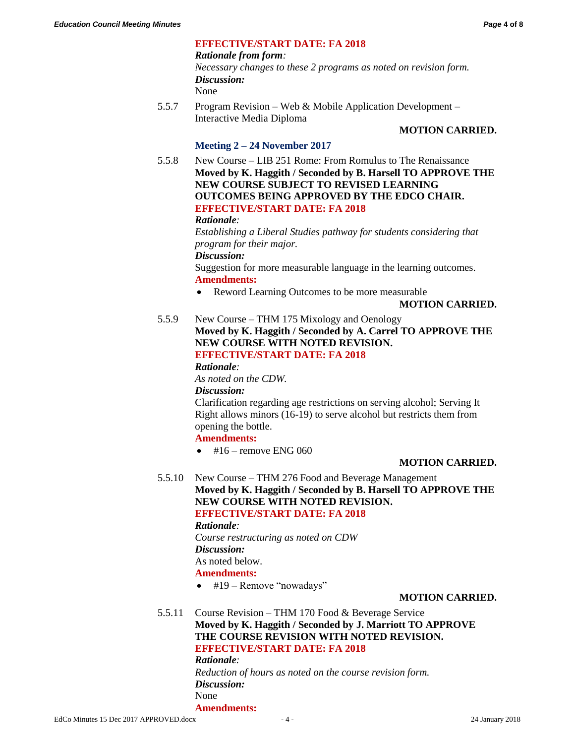**EFFECTIVE/START DATE: FA 2018**

***Rationale from form:***

*Necessary changes to these 2 programs as noted on revision form.*

***Discussion:***

None

5.5.7 Program Revision – Web & Mobile Application Development – Interactive Media Diploma

**MOTION CARRIED.**

### Meeting 2 – 24 November 2017

5.5.8 New Course – LIB 251 Rome: From Romulus to The Renaissance

**Moved by K. Haggith / Seconded by B. Harsell TO APPROVE THE NEW COURSE SUBJECT TO REVISED LEARNING OUTCOMES BEING APPROVED BY THE EDCO CHAIR.**

**EFFECTIVE/START DATE: FA 2018**

***Rationale:***

*Establishing a Liberal Studies pathway for students considering that program for their major.*

***Discussion:***

Suggestion for more measurable language in the learning outcomes.

**Amendments:**

- Reword Learning Outcomes to be more measurable

**MOTION CARRIED.**

5.5.9 New Course – THM 175 Mixology and Oenology

**Moved by K. Haggith / Seconded by A. Carrel TO APPROVE THE NEW COURSE WITH NOTED REVISION.**

**EFFECTIVE/START DATE: FA 2018**

***Rationale:***

*As noted on the CDW.*

***Discussion:***

Clarification regarding age restrictions on serving alcohol; Serving It Right allows minors (16-19) to serve alcohol but restricts them from opening the bottle.

**Amendments:**

- #16 – remove ENG 060

**MOTION CARRIED.**

5.5.10 New Course – THM 276 Food and Beverage Management

**Moved by K. Haggith / Seconded by B. Harsell TO APPROVE THE NEW COURSE WITH NOTED REVISION.**

**EFFECTIVE/START DATE: FA 2018**

***Rationale:***

*Course restructuring as noted on CDW*

***Discussion:***

As noted below.

**Amendments:**

- #19 – Remove "nowadays"

**MOTION CARRIED.**

5.5.11 Course Revision – THM 170 Food & Beverage Service

**Moved by K. Haggith / Seconded by J. Marriott TO APPROVE THE COURSE REVISION WITH NOTED REVISION.**

**EFFECTIVE/START DATE: FA 2018**

***Rationale:***

*Reduction of hours as noted on the course revision form.*

***Discussion:***

None

**Amendments:**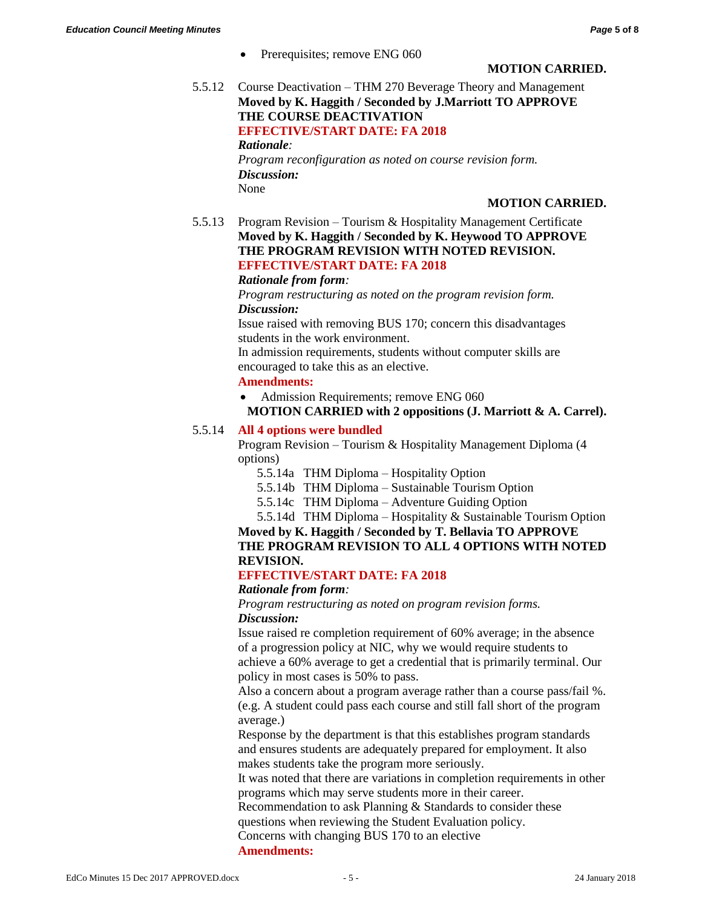- Prerequisites; remove ENG 060

**MOTION CARRIED.**

5.5.12 Course Deactivation – THM 270 Beverage Theory and Management
**Moved by K. Haggith / Seconded by J.Marriott TO APPROVE THE COURSE DEACTIVATION**
**EFFECTIVE/START DATE: FA 2018**
***Rationale:***
*Program reconfiguration as noted on course revision form.*
***Discussion:***
None

**MOTION CARRIED.**

5.5.13 Program Revision – Tourism & Hospitality Management Certificate
**Moved by K. Haggith / Seconded by K. Heywood TO APPROVE THE PROGRAM REVISION WITH NOTED REVISION.**
**EFFECTIVE/START DATE: FA 2018**
***Rationale from form:***
*Program restructuring as noted on the program revision form.*
***Discussion:***
Issue raised with removing BUS 170; concern this disadvantages students in the work environment.
In admission requirements, students without computer skills are encouraged to take this as an elective.
**Amendments:**

- Admission Requirements; remove ENG 060

**MOTION CARRIED with 2 oppositions (J. Marriott & A. Carrel).**

5.5.14 **All 4 options were bundled**
Program Revision – Tourism & Hospitality Management Diploma (4 options)

5.5.14a THM Diploma – Hospitality Option
5.5.14b THM Diploma – Sustainable Tourism Option
5.5.14c THM Diploma – Adventure Guiding Option
5.5.14d THM Diploma – Hospitality & Sustainable Tourism Option

**Moved by K. Haggith / Seconded by T. Bellavia TO APPROVE THE PROGRAM REVISION TO ALL 4 OPTIONS WITH NOTED REVISION.**
**EFFECTIVE/START DATE: FA 2018**
***Rationale from form:***
*Program restructuring as noted on program revision forms.*
***Discussion:***
Issue raised re completion requirement of 60% average; in the absence of a progression policy at NIC, why we would require students to achieve a 60% average to get a credential that is primarily terminal. Our policy in most cases is 50% to pass.
Also a concern about a program average rather than a course pass/fail %. (e.g. A student could pass each course and still fall short of the program average.)
Response by the department is that this establishes program standards and ensures students are adequately prepared for employment. It also makes students take the program more seriously.
It was noted that there are variations in completion requirements in other programs which may serve students more in their career.
Recommendation to ask Planning & Standards to consider these questions when reviewing the Student Evaluation policy.
Concerns with changing BUS 170 to an elective
**Amendments:**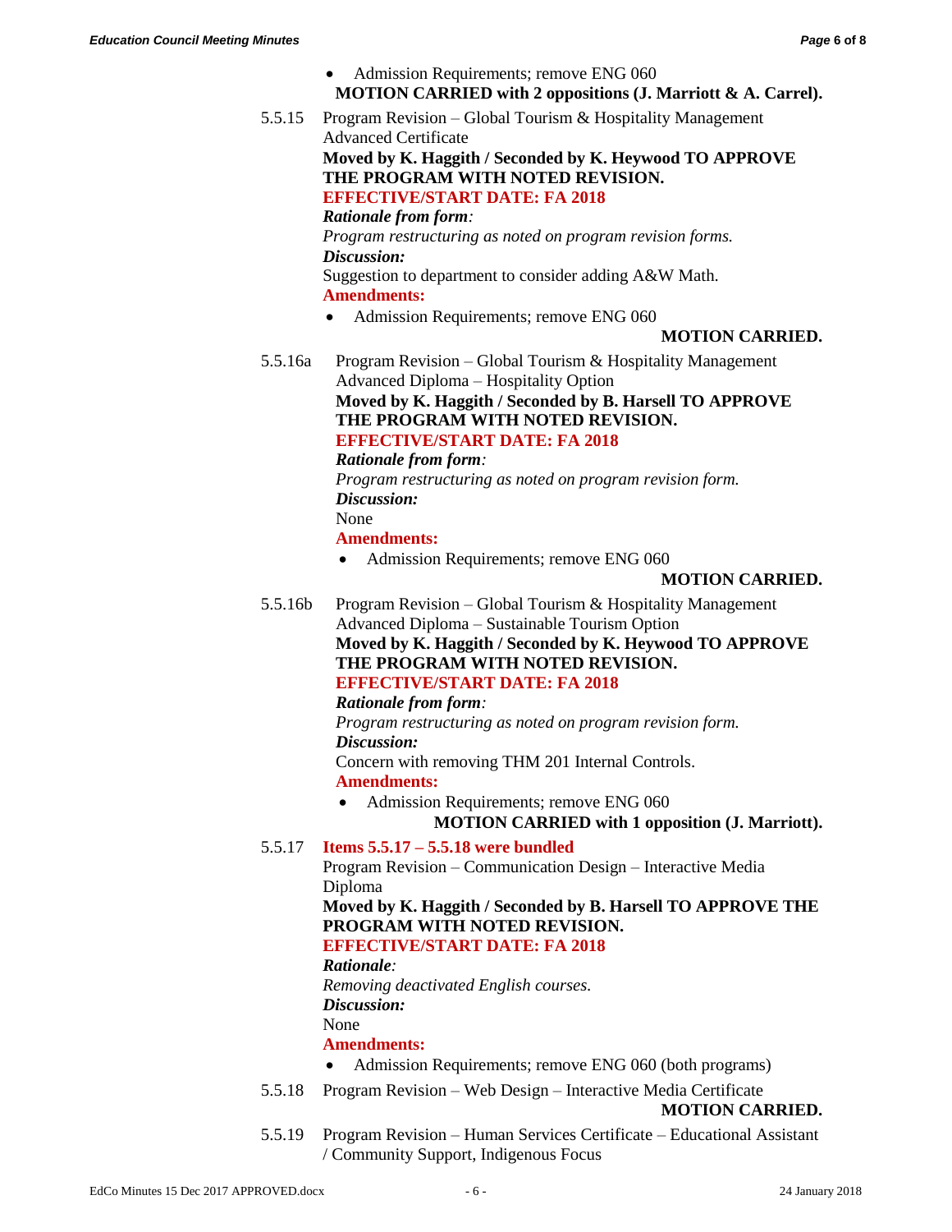- Admission Requirements; remove ENG 060

**MOTION CARRIED with 2 oppositions (J. Marriott & A. Carrel).**

5.5.15 Program Revision – Global Tourism & Hospitality Management Advanced Certificate

**Moved by K. Haggith / Seconded by K. Heywood TO APPROVE THE PROGRAM WITH NOTED REVISION.**

**EFFECTIVE/START DATE: FA 2018**

***Rationale from form:***

*Program restructuring as noted on program revision forms.*

***Discussion:***

Suggestion to department to consider adding A&W Math.

**Amendments:**

- Admission Requirements; remove ENG 060

**MOTION CARRIED.**

5.5.16a Program Revision – Global Tourism & Hospitality Management Advanced Diploma – Hospitality Option

**Moved by K. Haggith / Seconded by B. Harsell TO APPROVE THE PROGRAM WITH NOTED REVISION.**

**EFFECTIVE/START DATE: FA 2018**

***Rationale from form:***

*Program restructuring as noted on program revision form.*

***Discussion:***

None

**Amendments:**

- Admission Requirements; remove ENG 060

**MOTION CARRIED.**

5.5.16b Program Revision – Global Tourism & Hospitality Management Advanced Diploma – Sustainable Tourism Option

**Moved by K. Haggith / Seconded by K. Heywood TO APPROVE THE PROGRAM WITH NOTED REVISION.**

**EFFECTIVE/START DATE: FA 2018**

***Rationale from form:***

*Program restructuring as noted on program revision form.*

***Discussion:***

Concern with removing THM 201 Internal Controls.

**Amendments:**

- Admission Requirements; remove ENG 060

**MOTION CARRIED with 1 opposition (J. Marriott).**

5.5.17 **Items 5.5.17 – 5.5.18 were bundled**

Program Revision – Communication Design – Interactive Media Diploma

**Moved by K. Haggith / Seconded by B. Harsell TO APPROVE THE PROGRAM WITH NOTED REVISION.**

**EFFECTIVE/START DATE: FA 2018**

***Rationale:***

*Removing deactivated English courses.*

***Discussion:***

None

**Amendments:**

- Admission Requirements; remove ENG 060 (both programs)

5.5.18 Program Revision – Web Design – Interactive Media Certificate

**MOTION CARRIED.**

5.5.19 Program Revision – Human Services Certificate – Educational Assistant / Community Support, Indigenous Focus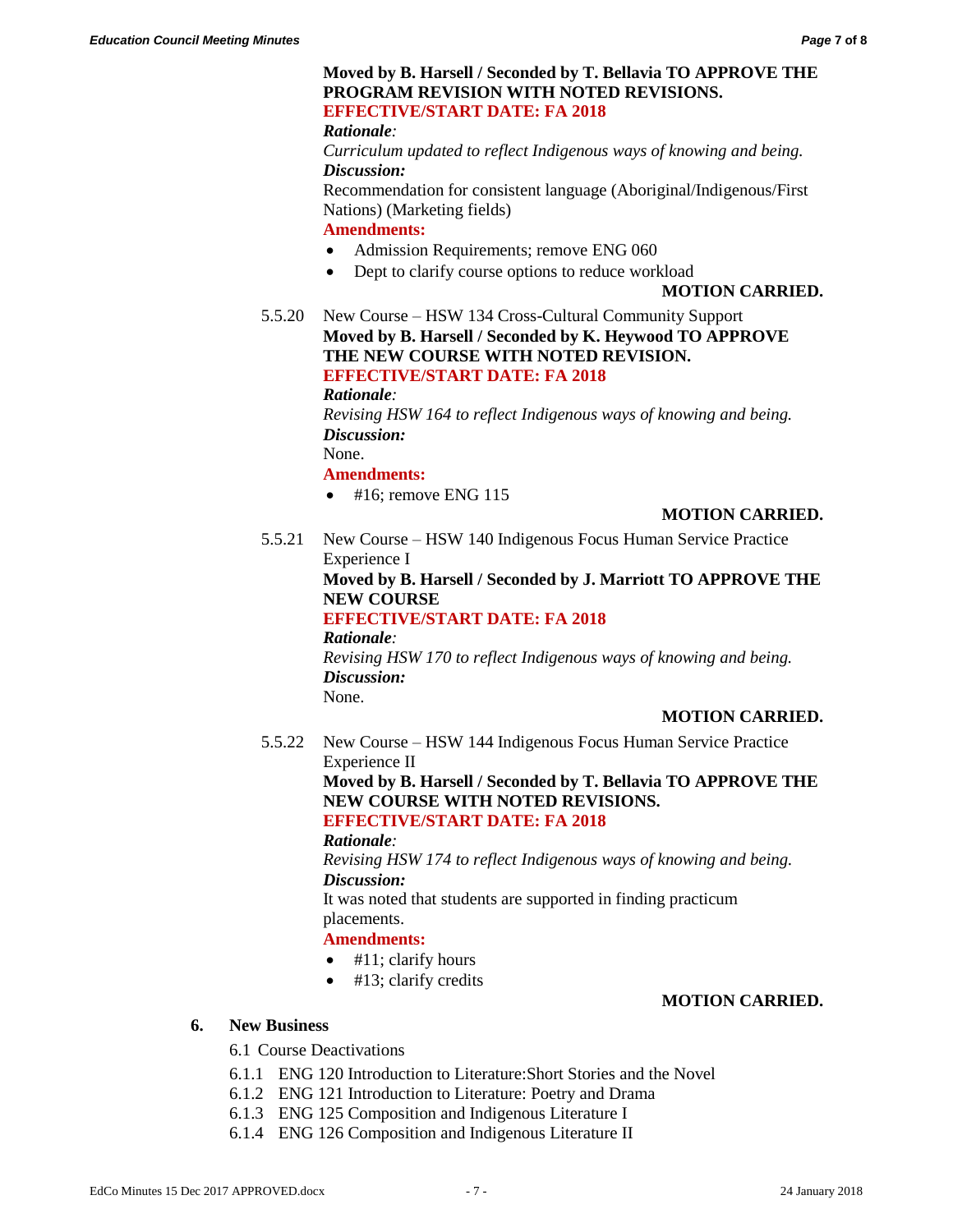**Moved by B. Harsell / Seconded by T. Bellavia TO APPROVE THE PROGRAM REVISION WITH NOTED REVISIONS.**
**EFFECTIVE/START DATE: FA 2018**

***Rationale**:*
*Curriculum updated to reflect Indigenous ways of knowing and being.*
***Discussion:***
Recommendation for consistent language (Aboriginal/Indigenous/First Nations) (Marketing fields)
**Amendments:**

- Admission Requirements; remove ENG 060
- Dept to clarify course options to reduce workload

**MOTION CARRIED.**

5.5.20 New Course – HSW 134 Cross-Cultural Community Support
**Moved by B. Harsell / Seconded by K. Heywood TO APPROVE THE NEW COURSE WITH NOTED REVISION.**
**EFFECTIVE/START DATE: FA 2018**
***Rationale**:*
*Revising HSW 164 to reflect Indigenous ways of knowing and being.*
***Discussion:***
None.
**Amendments:**

- #16; remove ENG 115

**MOTION CARRIED.**

5.5.21 New Course – HSW 140 Indigenous Focus Human Service Practice Experience I
**Moved by B. Harsell / Seconded by J. Marriott TO APPROVE THE NEW COURSE**
**EFFECTIVE/START DATE: FA 2018**
***Rationale**:*
*Revising HSW 170 to reflect Indigenous ways of knowing and being.*
***Discussion:***
None.

**MOTION CARRIED.**

5.5.22 New Course – HSW 144 Indigenous Focus Human Service Practice Experience II
**Moved by B. Harsell / Seconded by T. Bellavia TO APPROVE THE NEW COURSE WITH NOTED REVISIONS.**
**EFFECTIVE/START DATE: FA 2018**
***Rationale**:*
*Revising HSW 174 to reflect Indigenous ways of knowing and being.*
***Discussion:***
It was noted that students are supported in finding practicum placements.
**Amendments:**

- #11; clarify hours
- #13; clarify credits

**MOTION CARRIED.**

**6. New Business**

6.1 Course Deactivations

6.1.1 ENG 120 Introduction to Literature:Short Stories and the Novel
6.1.2 ENG 121 Introduction to Literature: Poetry and Drama
6.1.3 ENG 125 Composition and Indigenous Literature I
6.1.4 ENG 126 Composition and Indigenous Literature II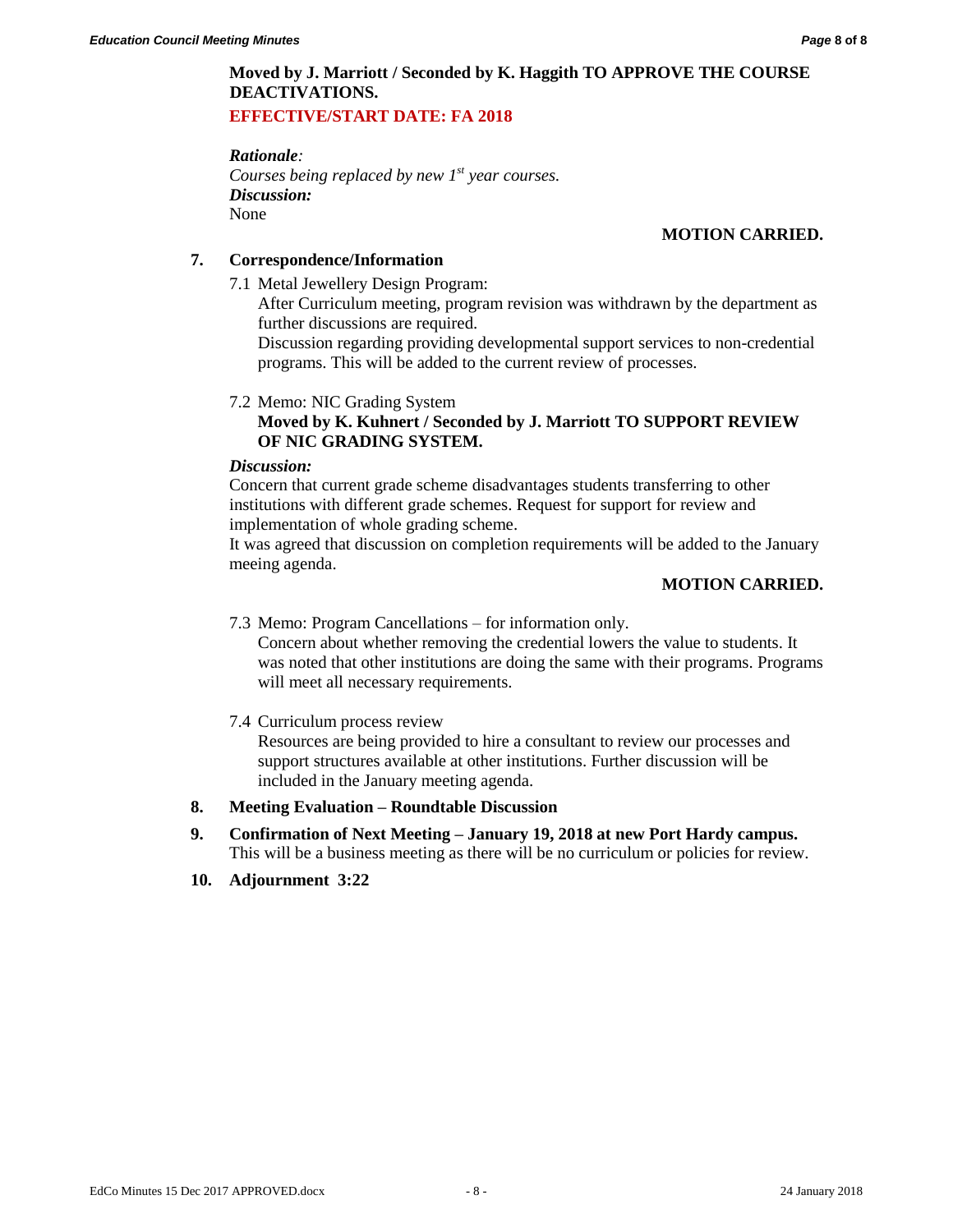**Moved by J. Marriott / Seconded by K. Haggith TO APPROVE THE COURSE DEACTIVATIONS.**

**EFFECTIVE/START DATE: FA 2018**

***Rationale:***
*Courses being replaced by new 1st year courses.*
***Discussion:***
None

**MOTION CARRIED.**

## 7. Correspondence/Information

7.1 Metal Jewellery Design Program:
After Curriculum meeting, program revision was withdrawn by the department as further discussions are required.
Discussion regarding providing developmental support services to non-credential programs. This will be added to the current review of processes.

7.2 Memo: NIC Grading System
**Moved by K. Kuhnert / Seconded by J. Marriott TO SUPPORT REVIEW OF NIC GRADING SYSTEM.**

***Discussion:***
Concern that current grade scheme disadvantages students transferring to other institutions with different grade schemes. Request for support for review and implementation of whole grading scheme.
It was agreed that discussion on completion requirements will be added to the January meeing agenda.

**MOTION CARRIED.**

7.3 Memo: Program Cancellations – for information only.
Concern about whether removing the credential lowers the value to students. It was noted that other institutions are doing the same with their programs. Programs will meet all necessary requirements.

7.4 Curriculum process review
Resources are being provided to hire a consultant to review our processes and support structures available at other institutions. Further discussion will be included in the January meeting agenda.

## 8. Meeting Evaluation – Roundtable Discussion

## 9. Confirmation of Next Meeting – January 19, 2018 at new Port Hardy campus.

This will be a business meeting as there will be no curriculum or policies for review.

## 10. Adjournment 3:22